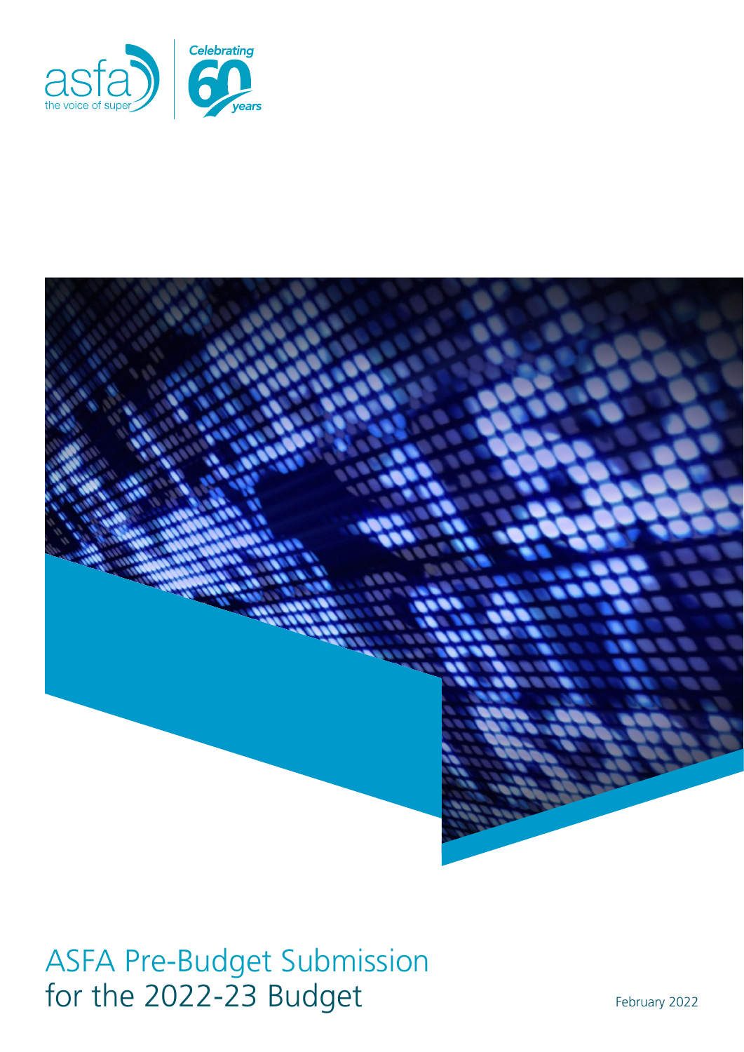asfa the voice of super

Celebrating 60 years

# ASFA Pre-Budget Submission for the 2022-23 Budget

February 2022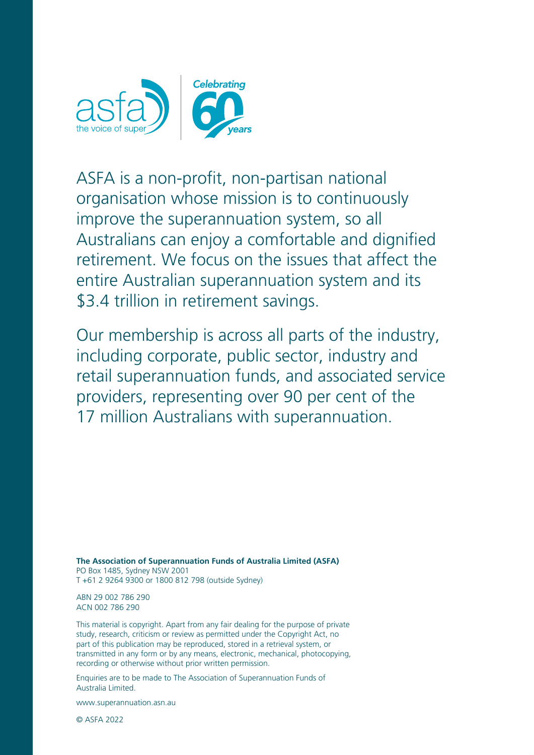asfa the voice of super | Celebrating 60 years

ASFA is a non-profit, non-partisan national organisation whose mission is to continuously improve the superannuation system, so all Australians can enjoy a comfortable and dignified retirement. We focus on the issues that affect the entire Australian superannuation system and its $3.4 trillion in retirement savings.

Our membership is across all parts of the industry, including corporate, public sector, industry and retail superannuation funds, and associated service providers, representing over 90 per cent of the 17 million Australians with superannuation.

**The Association of Superannuation Funds of Australia Limited (ASFA)**
PO Box 1485, Sydney NSW 2001
T +61 2 9264 9300 or 1800 812 798 (outside Sydney)

ABN 29 002 786 290
ACN 002 786 290

This material is copyright. Apart from any fair dealing for the purpose of private study, research, criticism or review as permitted under the Copyright Act, no part of this publication may be reproduced, stored in a retrieval system, or transmitted in any form or by any means, electronic, mechanical, photocopying, recording or otherwise without prior written permission.

Enquiries are to be made to The Association of Superannuation Funds of Australia Limited.

www.superannuation.asn.au

© ASFA 2022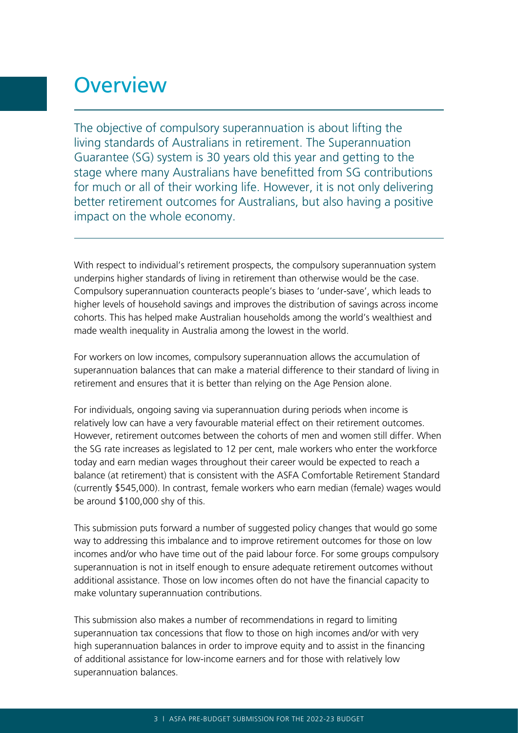# Overview

The objective of compulsory superannuation is about lifting the living standards of Australians in retirement. The Superannuation Guarantee (SG) system is 30 years old this year and getting to the stage where many Australians have benefitted from SG contributions for much or all of their working life. However, it is not only delivering better retirement outcomes for Australians, but also having a positive impact on the whole economy.

With respect to individual's retirement prospects, the compulsory superannuation system underpins higher standards of living in retirement than otherwise would be the case. Compulsory superannuation counteracts people's biases to 'under-save', which leads to higher levels of household savings and improves the distribution of savings across income cohorts. This has helped make Australian households among the world's wealthiest and made wealth inequality in Australia among the lowest in the world.

For workers on low incomes, compulsory superannuation allows the accumulation of superannuation balances that can make a material difference to their standard of living in retirement and ensures that it is better than relying on the Age Pension alone.

For individuals, ongoing saving via superannuation during periods when income is relatively low can have a very favourable material effect on their retirement outcomes. However, retirement outcomes between the cohorts of men and women still differ. When the SG rate increases as legislated to 12 per cent, male workers who enter the workforce today and earn median wages throughout their career would be expected to reach a balance (at retirement) that is consistent with the ASFA Comfortable Retirement Standard (currently $545,000). In contrast, female workers who earn median (female) wages would be around $100,000 shy of this.

This submission puts forward a number of suggested policy changes that would go some way to addressing this imbalance and to improve retirement outcomes for those on low incomes and/or who have time out of the paid labour force. For some groups compulsory superannuation is not in itself enough to ensure adequate retirement outcomes without additional assistance. Those on low incomes often do not have the financial capacity to make voluntary superannuation contributions.

This submission also makes a number of recommendations in regard to limiting superannuation tax concessions that flow to those on high incomes and/or with very high superannuation balances in order to improve equity and to assist in the financing of additional assistance for low-income earners and for those with relatively low superannuation balances.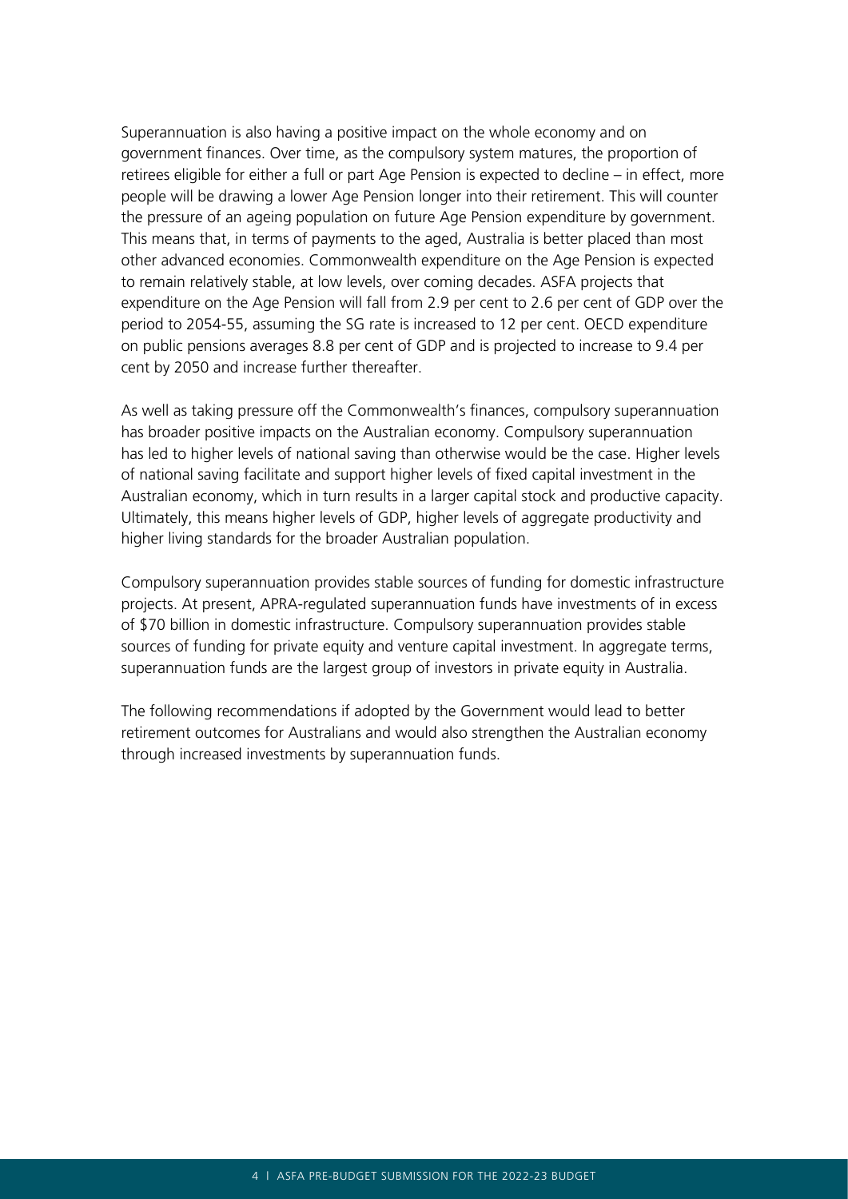Superannuation is also having a positive impact on the whole economy and on government finances. Over time, as the compulsory system matures, the proportion of retirees eligible for either a full or part Age Pension is expected to decline – in effect, more people will be drawing a lower Age Pension longer into their retirement. This will counter the pressure of an ageing population on future Age Pension expenditure by government. This means that, in terms of payments to the aged, Australia is better placed than most other advanced economies. Commonwealth expenditure on the Age Pension is expected to remain relatively stable, at low levels, over coming decades. ASFA projects that expenditure on the Age Pension will fall from 2.9 per cent to 2.6 per cent of GDP over the period to 2054-55, assuming the SG rate is increased to 12 per cent. OECD expenditure on public pensions averages 8.8 per cent of GDP and is projected to increase to 9.4 per cent by 2050 and increase further thereafter.

As well as taking pressure off the Commonwealth's finances, compulsory superannuation has broader positive impacts on the Australian economy. Compulsory superannuation has led to higher levels of national saving than otherwise would be the case. Higher levels of national saving facilitate and support higher levels of fixed capital investment in the Australian economy, which in turn results in a larger capital stock and productive capacity. Ultimately, this means higher levels of GDP, higher levels of aggregate productivity and higher living standards for the broader Australian population.

Compulsory superannuation provides stable sources of funding for domestic infrastructure projects. At present, APRA-regulated superannuation funds have investments of in excess of $70 billion in domestic infrastructure. Compulsory superannuation provides stable sources of funding for private equity and venture capital investment. In aggregate terms, superannuation funds are the largest group of investors in private equity in Australia.

The following recommendations if adopted by the Government would lead to better retirement outcomes for Australians and would also strengthen the Australian economy through increased investments by superannuation funds.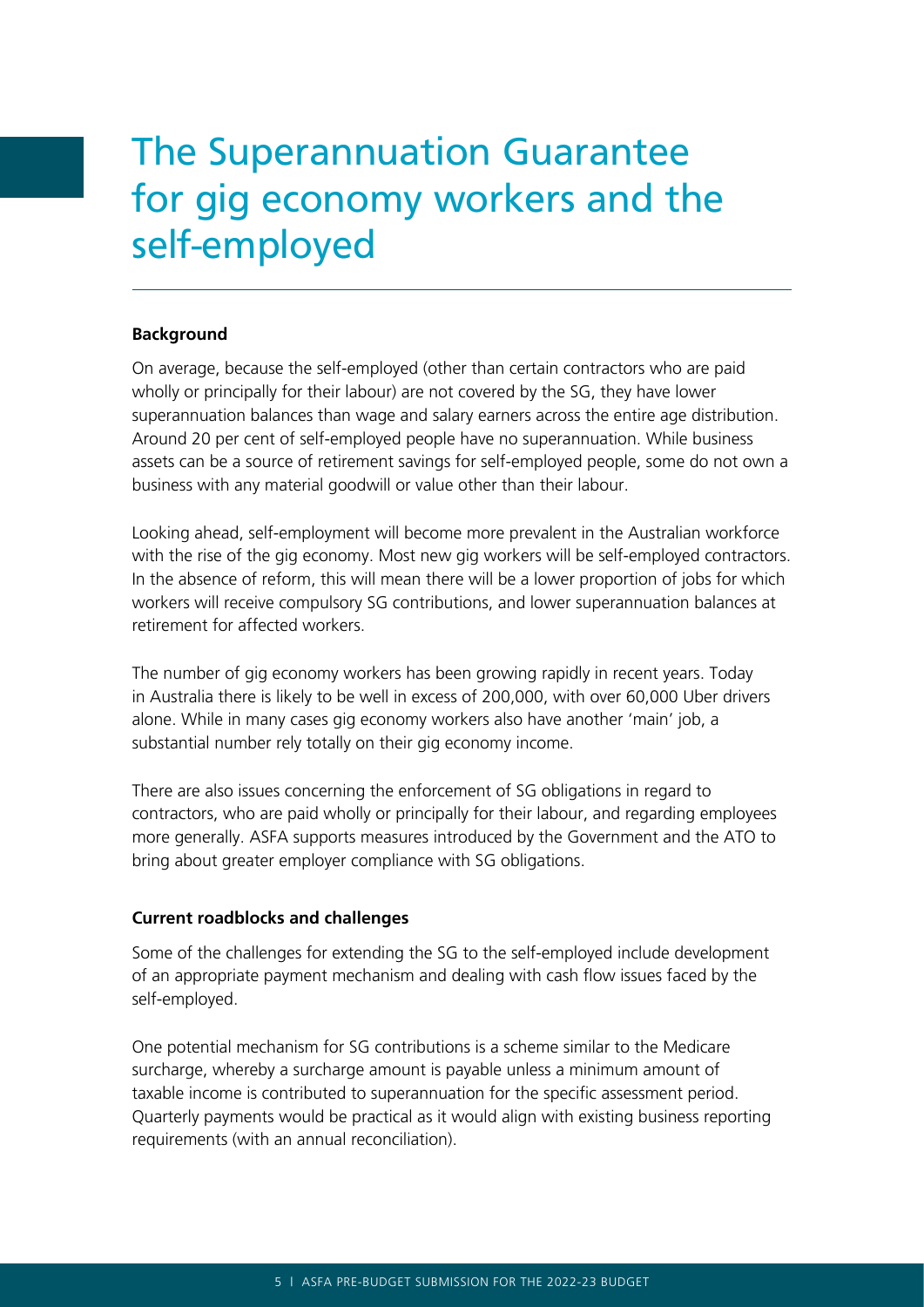# The Superannuation Guarantee for gig economy workers and the self-employed

**Background**

On average, because the self-employed (other than certain contractors who are paid wholly or principally for their labour) are not covered by the SG, they have lower superannuation balances than wage and salary earners across the entire age distribution. Around 20 per cent of self-employed people have no superannuation. While business assets can be a source of retirement savings for self-employed people, some do not own a business with any material goodwill or value other than their labour.

Looking ahead, self-employment will become more prevalent in the Australian workforce with the rise of the gig economy. Most new gig workers will be self-employed contractors. In the absence of reform, this will mean there will be a lower proportion of jobs for which workers will receive compulsory SG contributions, and lower superannuation balances at retirement for affected workers.

The number of gig economy workers has been growing rapidly in recent years. Today in Australia there is likely to be well in excess of 200,000, with over 60,000 Uber drivers alone. While in many cases gig economy workers also have another 'main' job, a substantial number rely totally on their gig economy income.

There are also issues concerning the enforcement of SG obligations in regard to contractors, who are paid wholly or principally for their labour, and regarding employees more generally. ASFA supports measures introduced by the Government and the ATO to bring about greater employer compliance with SG obligations.

**Current roadblocks and challenges**

Some of the challenges for extending the SG to the self-employed include development of an appropriate payment mechanism and dealing with cash flow issues faced by the self-employed.

One potential mechanism for SG contributions is a scheme similar to the Medicare surcharge, whereby a surcharge amount is payable unless a minimum amount of taxable income is contributed to superannuation for the specific assessment period. Quarterly payments would be practical as it would align with existing business reporting requirements (with an annual reconciliation).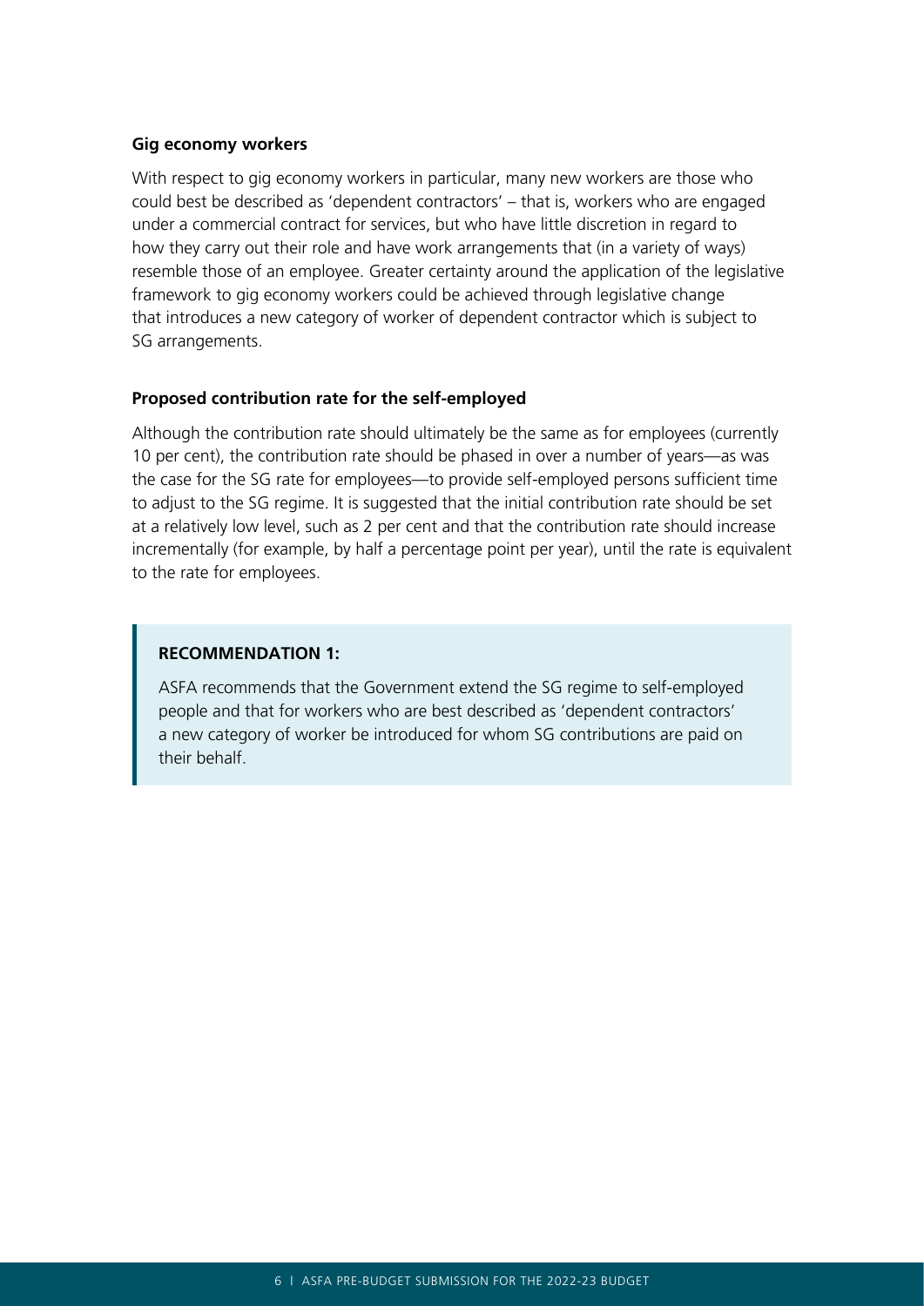**Gig economy workers**

With respect to gig economy workers in particular, many new workers are those who could best be described as 'dependent contractors' – that is, workers who are engaged under a commercial contract for services, but who have little discretion in regard to how they carry out their role and have work arrangements that (in a variety of ways) resemble those of an employee. Greater certainty around the application of the legislative framework to gig economy workers could be achieved through legislative change that introduces a new category of worker of dependent contractor which is subject to SG arrangements.

**Proposed contribution rate for the self-employed**

Although the contribution rate should ultimately be the same as for employees (currently 10 per cent), the contribution rate should be phased in over a number of years—as was the case for the SG rate for employees—to provide self-employed persons sufficient time to adjust to the SG regime. It is suggested that the initial contribution rate should be set at a relatively low level, such as 2 per cent and that the contribution rate should increase incrementally (for example, by half a percentage point per year), until the rate is equivalent to the rate for employees.

> **RECOMMENDATION 1:**
>
> ASFA recommends that the Government extend the SG regime to self-employed people and that for workers who are best described as 'dependent contractors' a new category of worker be introduced for whom SG contributions are paid on their behalf.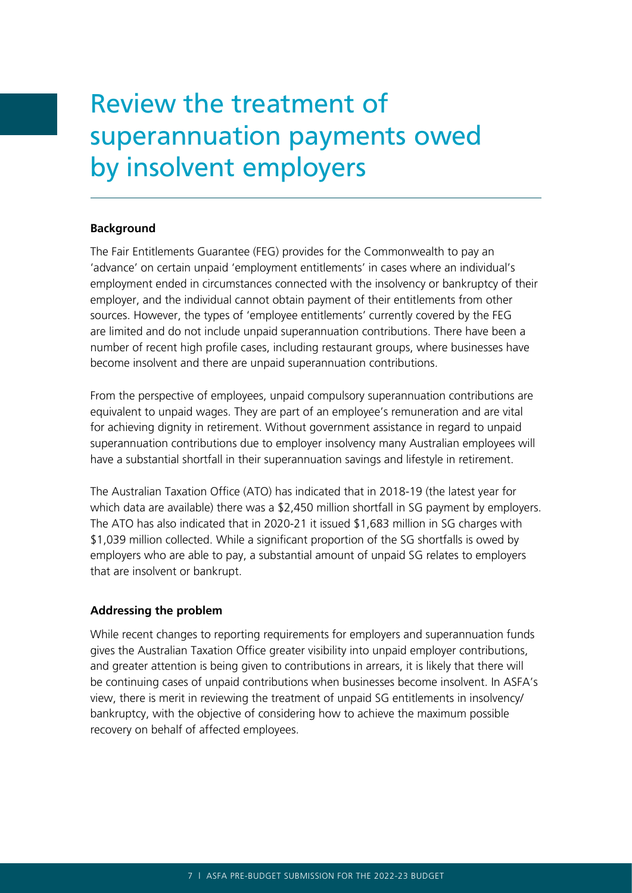# Review the treatment of superannuation payments owed by insolvent employers

### Background

The Fair Entitlements Guarantee (FEG) provides for the Commonwealth to pay an 'advance' on certain unpaid 'employment entitlements' in cases where an individual's employment ended in circumstances connected with the insolvency or bankruptcy of their employer, and the individual cannot obtain payment of their entitlements from other sources. However, the types of 'employee entitlements' currently covered by the FEG are limited and do not include unpaid superannuation contributions. There have been a number of recent high profile cases, including restaurant groups, where businesses have become insolvent and there are unpaid superannuation contributions.

From the perspective of employees, unpaid compulsory superannuation contributions are equivalent to unpaid wages. They are part of an employee's remuneration and are vital for achieving dignity in retirement. Without government assistance in regard to unpaid superannuation contributions due to employer insolvency many Australian employees will have a substantial shortfall in their superannuation savings and lifestyle in retirement.

The Australian Taxation Office (ATO) has indicated that in 2018-19 (the latest year for which data are available) there was a $2,450 million shortfall in SG payment by employers. The ATO has also indicated that in 2020-21 it issued $1,683 million in SG charges with $1,039 million collected. While a significant proportion of the SG shortfalls is owed by employers who are able to pay, a substantial amount of unpaid SG relates to employers that are insolvent or bankrupt.

### Addressing the problem

While recent changes to reporting requirements for employers and superannuation funds gives the Australian Taxation Office greater visibility into unpaid employer contributions, and greater attention is being given to contributions in arrears, it is likely that there will be continuing cases of unpaid contributions when businesses become insolvent. In ASFA's view, there is merit in reviewing the treatment of unpaid SG entitlements in insolvency/ bankruptcy, with the objective of considering how to achieve the maximum possible recovery on behalf of affected employees.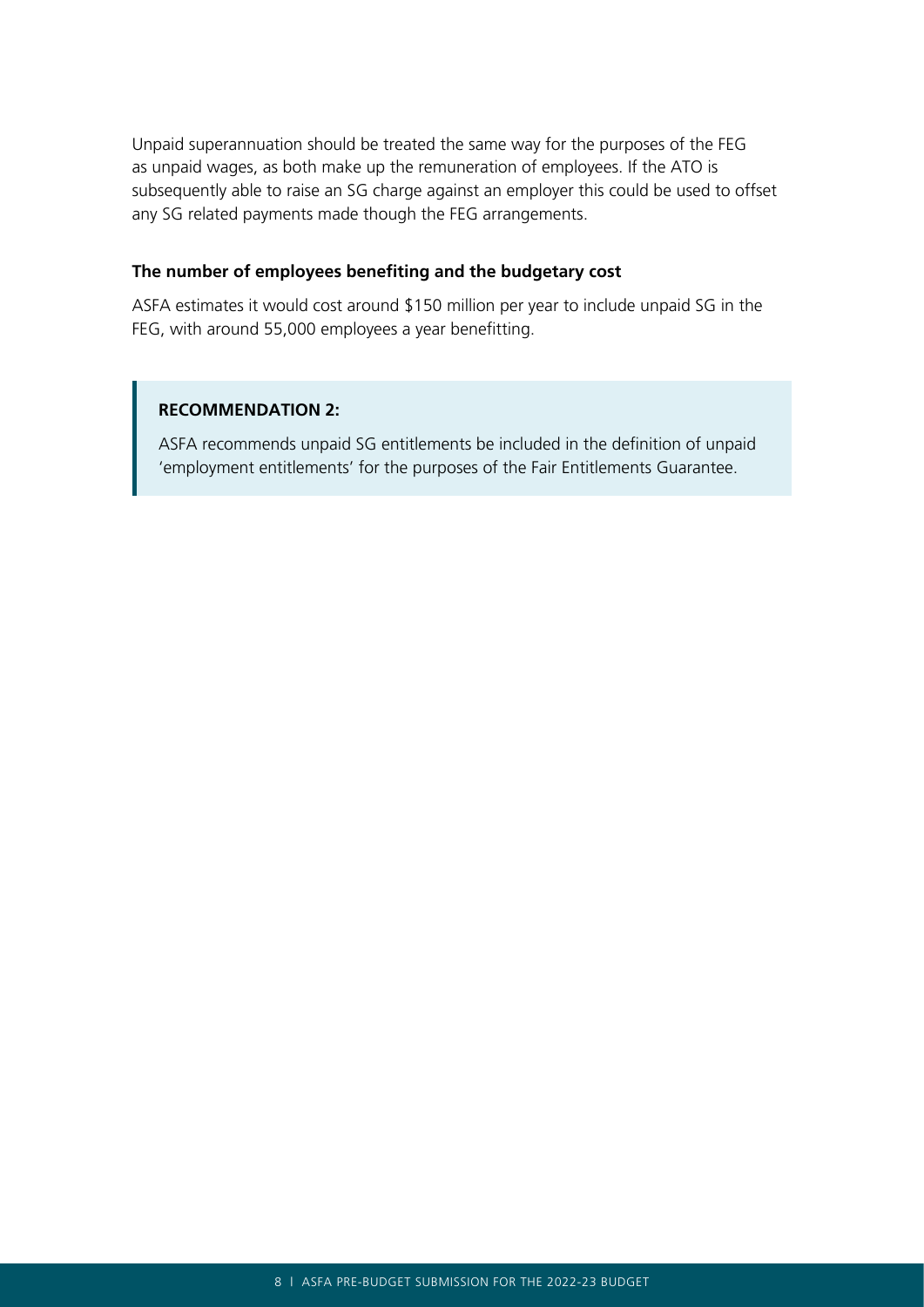Unpaid superannuation should be treated the same way for the purposes of the FEG as unpaid wages, as both make up the remuneration of employees. If the ATO is subsequently able to raise an SG charge against an employer this could be used to offset any SG related payments made though the FEG arrangements.

**The number of employees benefiting and the budgetary cost**

ASFA estimates it would cost around $150 million per year to include unpaid SG in the FEG, with around 55,000 employees a year benefitting.

> **RECOMMENDATION 2:**
>
> ASFA recommends unpaid SG entitlements be included in the definition of unpaid 'employment entitlements' for the purposes of the Fair Entitlements Guarantee.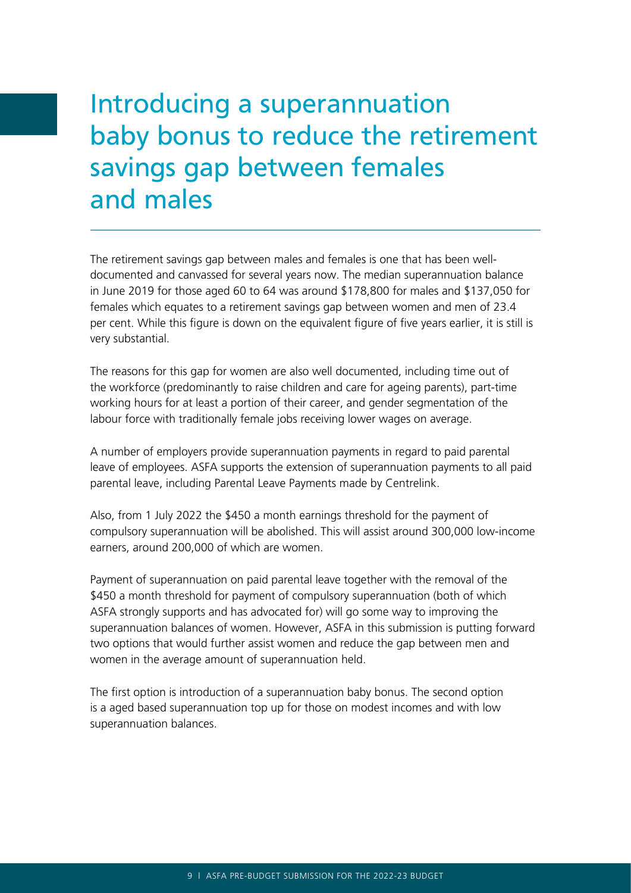# Introducing a superannuation baby bonus to reduce the retirement savings gap between females and males

The retirement savings gap between males and females is one that has been well-documented and canvassed for several years now. The median superannuation balance in June 2019 for those aged 60 to 64 was around $178,800 for males and $137,050 for females which equates to a retirement savings gap between women and men of 23.4 per cent. While this figure is down on the equivalent figure of five years earlier, it is still is very substantial.

The reasons for this gap for women are also well documented, including time out of the workforce (predominantly to raise children and care for ageing parents), part-time working hours for at least a portion of their career, and gender segmentation of the labour force with traditionally female jobs receiving lower wages on average.

A number of employers provide superannuation payments in regard to paid parental leave of employees. ASFA supports the extension of superannuation payments to all paid parental leave, including Parental Leave Payments made by Centrelink.

Also, from 1 July 2022 the $450 a month earnings threshold for the payment of compulsory superannuation will be abolished. This will assist around 300,000 low-income earners, around 200,000 of which are women.

Payment of superannuation on paid parental leave together with the removal of the $450 a month threshold for payment of compulsory superannuation (both of which ASFA strongly supports and has advocated for) will go some way to improving the superannuation balances of women. However, ASFA in this submission is putting forward two options that would further assist women and reduce the gap between men and women in the average amount of superannuation held.

The first option is introduction of a superannuation baby bonus. The second option is a aged based superannuation top up for those on modest incomes and with low superannuation balances.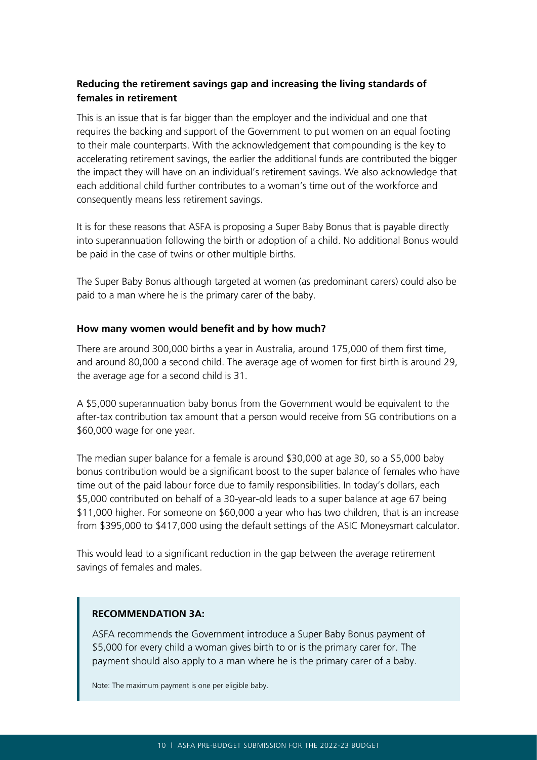**Reducing the retirement savings gap and increasing the living standards of females in retirement**

This is an issue that is far bigger than the employer and the individual and one that requires the backing and support of the Government to put women on an equal footing to their male counterparts. With the acknowledgement that compounding is the key to accelerating retirement savings, the earlier the additional funds are contributed the bigger the impact they will have on an individual's retirement savings. We also acknowledge that each additional child further contributes to a woman's time out of the workforce and consequently means less retirement savings.

It is for these reasons that ASFA is proposing a Super Baby Bonus that is payable directly into superannuation following the birth or adoption of a child. No additional Bonus would be paid in the case of twins or other multiple births.

The Super Baby Bonus although targeted at women (as predominant carers) could also be paid to a man where he is the primary carer of the baby.

**How many women would benefit and by how much?**

There are around 300,000 births a year in Australia, around 175,000 of them first time, and around 80,000 a second child. The average age of women for first birth is around 29, the average age for a second child is 31.

A $5,000 superannuation baby bonus from the Government would be equivalent to the after-tax contribution tax amount that a person would receive from SG contributions on a $60,000 wage for one year.

The median super balance for a female is around $30,000 at age 30, so a $5,000 baby bonus contribution would be a significant boost to the super balance of females who have time out of the paid labour force due to family responsibilities. In today's dollars, each $5,000 contributed on behalf of a 30-year-old leads to a super balance at age 67 being $11,000 higher. For someone on $60,000 a year who has two children, that is an increase from $395,000 to $417,000 using the default settings of the ASIC Moneysmart calculator.

This would lead to a significant reduction in the gap between the average retirement savings of females and males.

> **RECOMMENDATION 3A:**
>
> ASFA recommends the Government introduce a Super Baby Bonus payment of $5,000 for every child a woman gives birth to or is the primary carer for. The payment should also apply to a man where he is the primary carer of a baby.
>
> Note: The maximum payment is one per eligible baby.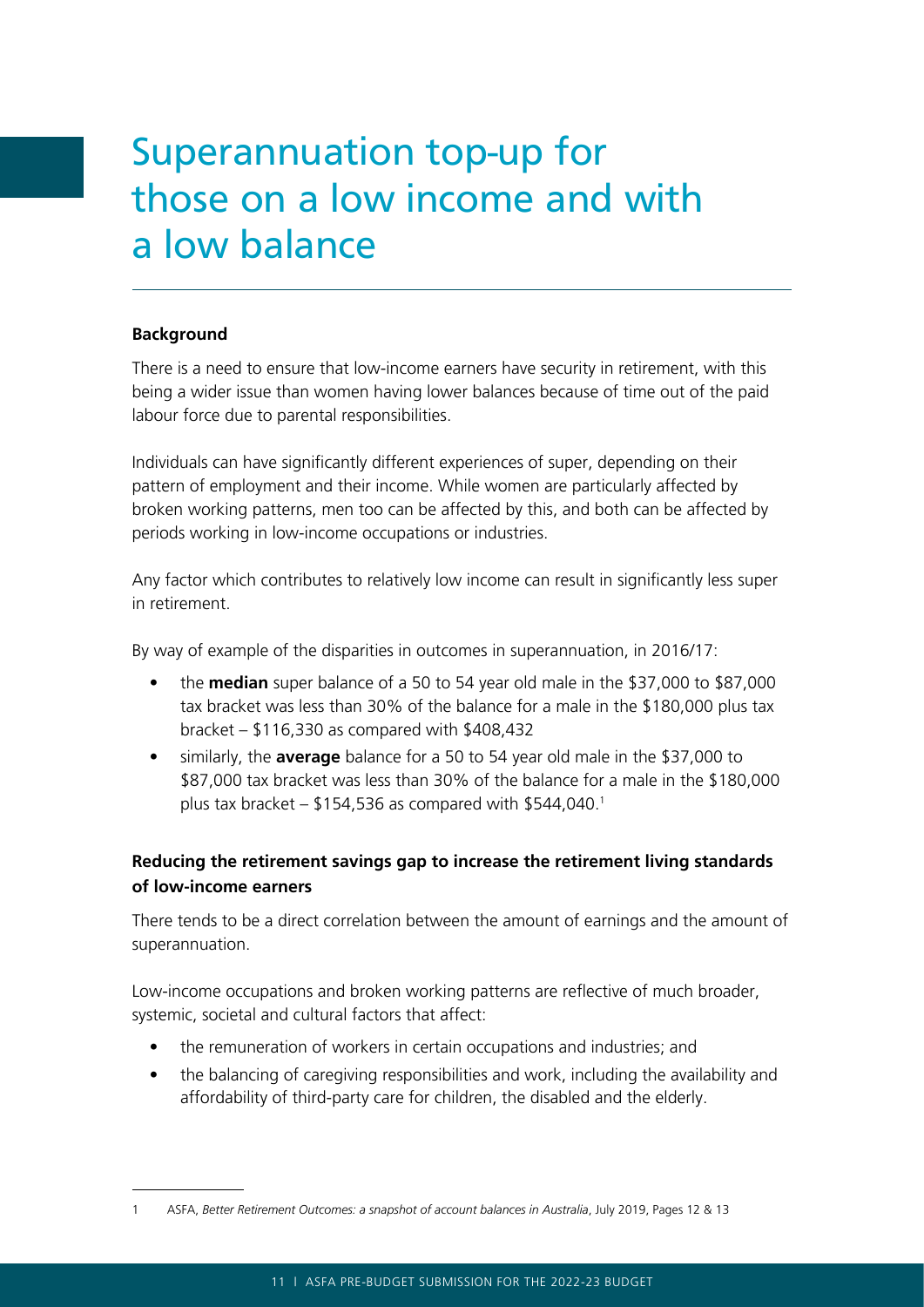# Superannuation top-up for those on a low income and with a low balance

**Background**

There is a need to ensure that low-income earners have security in retirement, with this being a wider issue than women having lower balances because of time out of the paid labour force due to parental responsibilities.

Individuals can have significantly different experiences of super, depending on their pattern of employment and their income. While women are particularly affected by broken working patterns, men too can be affected by this, and both can be affected by periods working in low-income occupations or industries.

Any factor which contributes to relatively low income can result in significantly less super in retirement.

By way of example of the disparities in outcomes in superannuation, in 2016/17:

- the **median** super balance of a 50 to 54 year old male in the $37,000 to $87,000 tax bracket was less than 30% of the balance for a male in the $180,000 plus tax bracket – $116,330 as compared with $408,432
- similarly, the **average** balance for a 50 to 54 year old male in the $37,000 to $87,000 tax bracket was less than 30% of the balance for a male in the $180,000 plus tax bracket – $154,536 as compared with $544,040.[1]

**Reducing the retirement savings gap to increase the retirement living standards of low-income earners**

There tends to be a direct correlation between the amount of earnings and the amount of superannuation.

Low-income occupations and broken working patterns are reflective of much broader, systemic, societal and cultural factors that affect:

- the remuneration of workers in certain occupations and industries; and
- the balancing of caregiving responsibilities and work, including the availability and affordability of third-party care for children, the disabled and the elderly.

---

1 ASFA, *Better Retirement Outcomes: a snapshot of account balances in Australia*, July 2019, Pages 12 & 13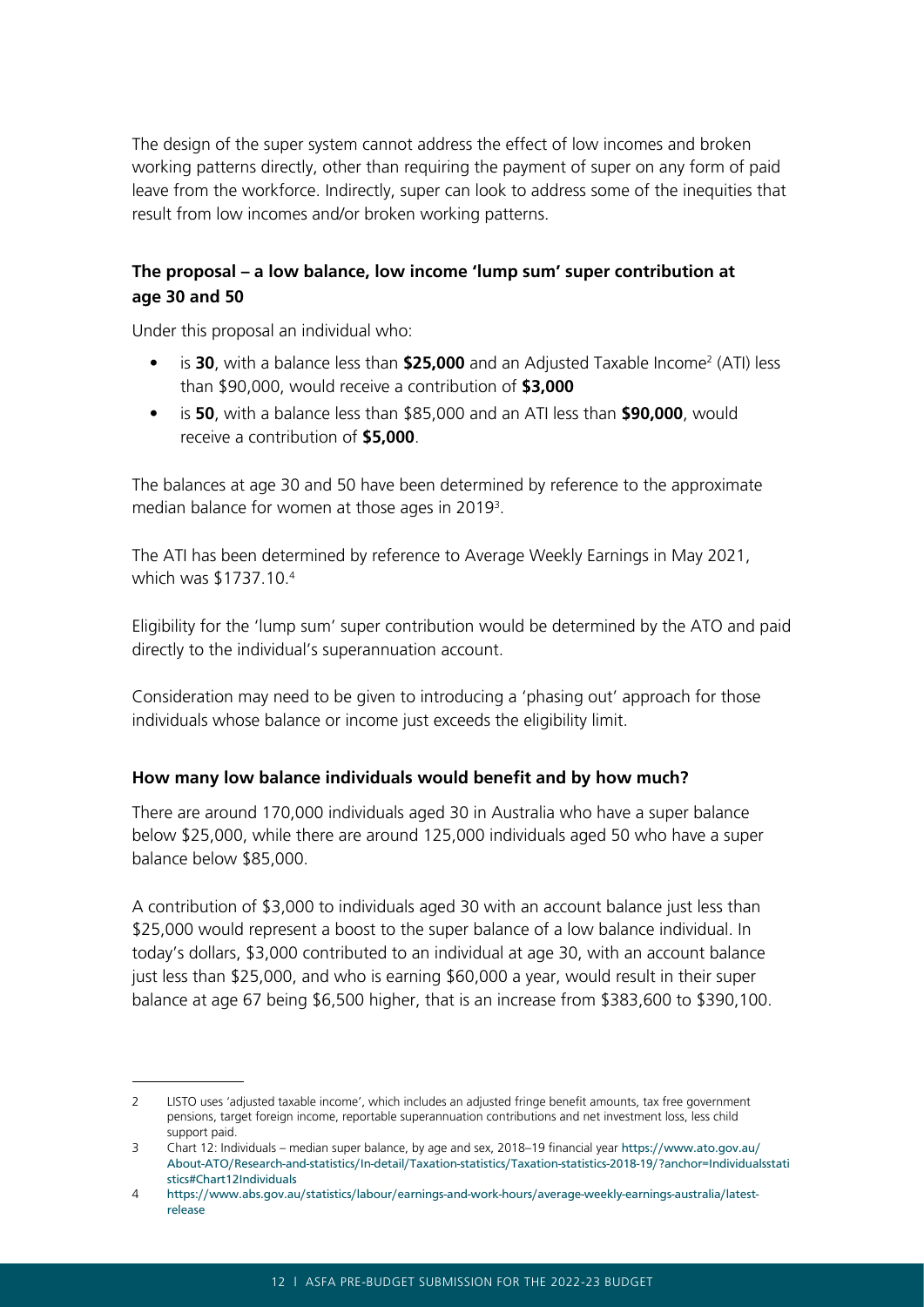The design of the super system cannot address the effect of low incomes and broken working patterns directly, other than requiring the payment of super on any form of paid leave from the workforce. Indirectly, super can look to address some of the inequities that result from low incomes and/or broken working patterns.

### The proposal – a low balance, low income 'lump sum' super contribution at age 30 and 50

Under this proposal an individual who:

- is **30**, with a balance less than **$25,000** and an Adjusted Taxable Income[2] (ATI) less than $90,000, would receive a contribution of **$3,000**
- is **50**, with a balance less than $85,000 and an ATI less than **$90,000**, would receive a contribution of **$5,000**.

The balances at age 30 and 50 have been determined by reference to the approximate median balance for women at those ages in 2019[3].

The ATI has been determined by reference to Average Weekly Earnings in May 2021, which was $1737.10.[4]

Eligibility for the 'lump sum' super contribution would be determined by the ATO and paid directly to the individual's superannuation account.

Consideration may need to be given to introducing a 'phasing out' approach for those individuals whose balance or income just exceeds the eligibility limit.

### How many low balance individuals would benefit and by how much?

There are around 170,000 individuals aged 30 in Australia who have a super balance below $25,000, while there are around 125,000 individuals aged 50 who have a super balance below $85,000.

A contribution of $3,000 to individuals aged 30 with an account balance just less than $25,000 would represent a boost to the super balance of a low balance individual. In today's dollars, $3,000 contributed to an individual at age 30, with an account balance just less than $25,000, and who is earning $60,000 a year, would result in their super balance at age 67 being $6,500 higher, that is an increase from $383,600 to $390,100.

---

2 LISTO uses 'adjusted taxable income', which includes an adjusted fringe benefit amounts, tax free government pensions, target foreign income, reportable superannuation contributions and net investment loss, less child support paid.

3 Chart 12: Individuals – median super balance, by age and sex, 2018–19 financial year https://www.ato.gov.au/About-ATO/Research-and-statistics/In-detail/Taxation-statistics/Taxation-statistics-2018-19/?anchor=Individualsstatistics#Chart12Individuals

4 https://www.abs.gov.au/statistics/labour/earnings-and-work-hours/average-weekly-earnings-australia/latest-release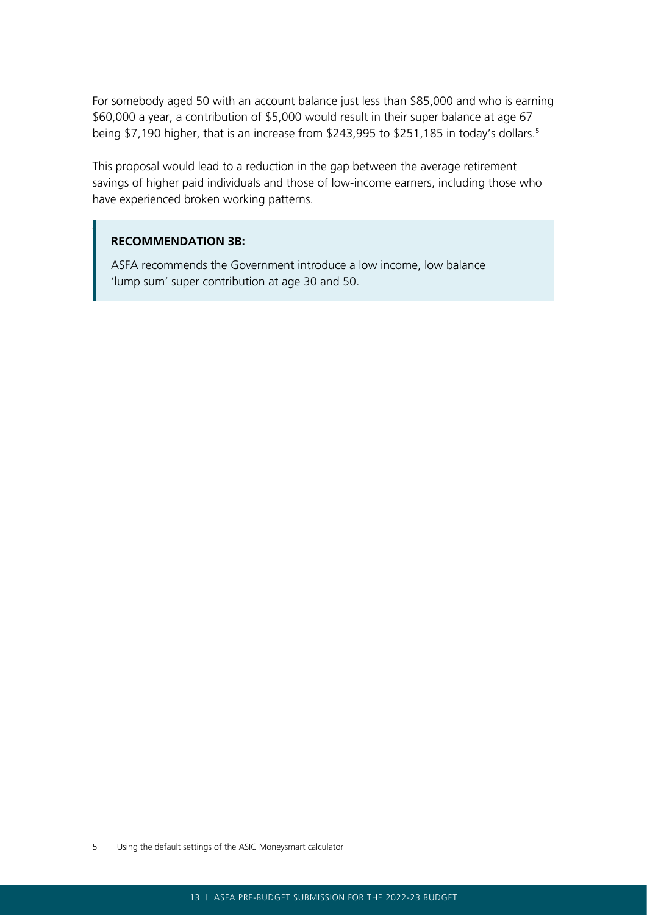For somebody aged 50 with an account balance just less than $85,000 and who is earning $60,000 a year, a contribution of $5,000 would result in their super balance at age 67 being $7,190 higher, that is an increase from $243,995 to $251,185 in today's dollars.[5]

This proposal would lead to a reduction in the gap between the average retirement savings of higher paid individuals and those of low-income earners, including those who have experienced broken working patterns.

> **RECOMMENDATION 3B:**
>
> ASFA recommends the Government introduce a low income, low balance 'lump sum' super contribution at age 30 and 50.

---

5 Using the default settings of the ASIC Moneysmart calculator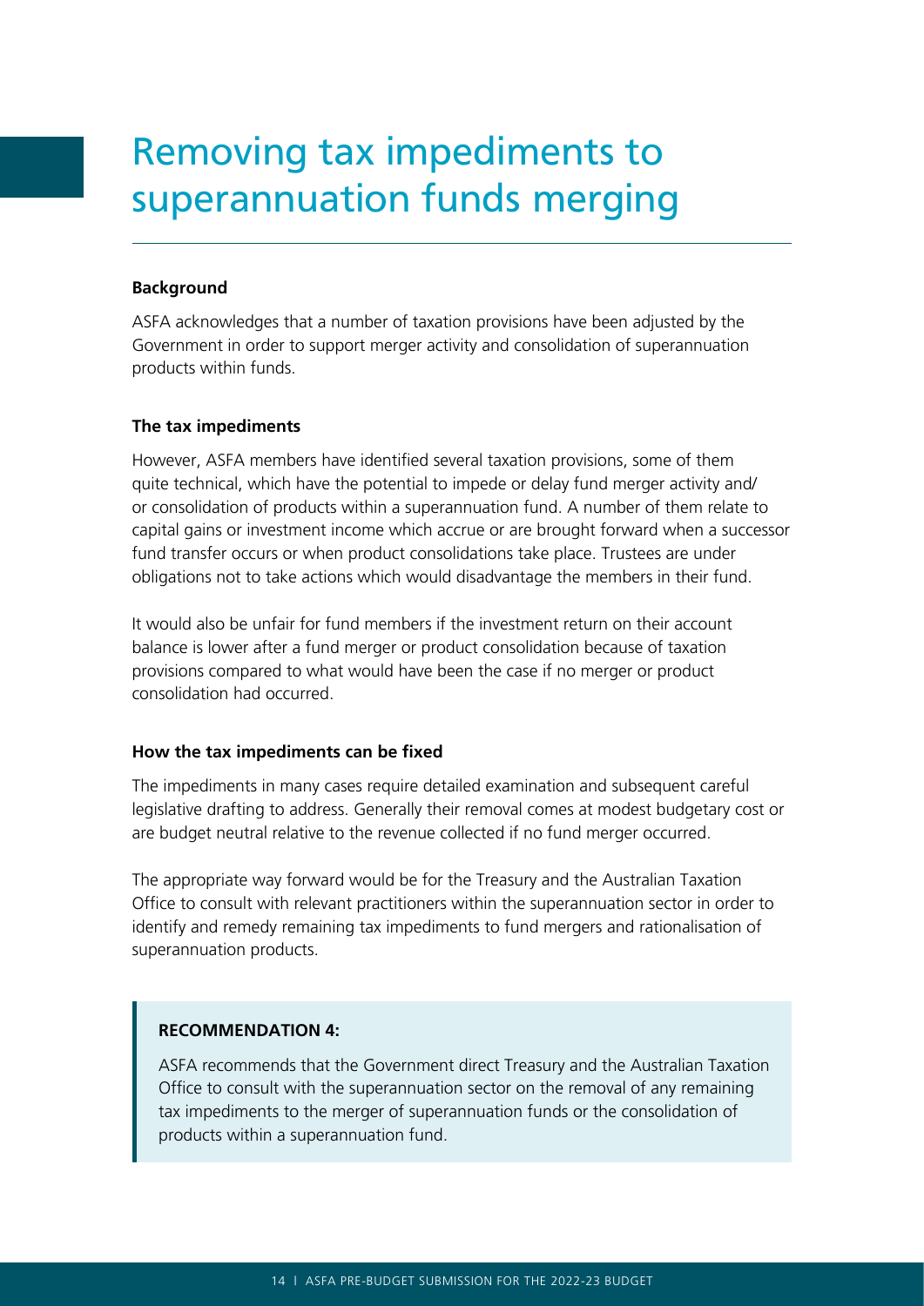# Removing tax impediments to superannuation funds merging

**Background**

ASFA acknowledges that a number of taxation provisions have been adjusted by the Government in order to support merger activity and consolidation of superannuation products within funds.

**The tax impediments**

However, ASFA members have identified several taxation provisions, some of them quite technical, which have the potential to impede or delay fund merger activity and/or consolidation of products within a superannuation fund. A number of them relate to capital gains or investment income which accrue or are brought forward when a successor fund transfer occurs or when product consolidations take place. Trustees are under obligations not to take actions which would disadvantage the members in their fund.

It would also be unfair for fund members if the investment return on their account balance is lower after a fund merger or product consolidation because of taxation provisions compared to what would have been the case if no merger or product consolidation had occurred.

**How the tax impediments can be fixed**

The impediments in many cases require detailed examination and subsequent careful legislative drafting to address. Generally their removal comes at modest budgetary cost or are budget neutral relative to the revenue collected if no fund merger occurred.

The appropriate way forward would be for the Treasury and the Australian Taxation Office to consult with relevant practitioners within the superannuation sector in order to identify and remedy remaining tax impediments to fund mergers and rationalisation of superannuation products.

> **RECOMMENDATION 4:**
>
> ASFA recommends that the Government direct Treasury and the Australian Taxation Office to consult with the superannuation sector on the removal of any remaining tax impediments to the merger of superannuation funds or the consolidation of products within a superannuation fund.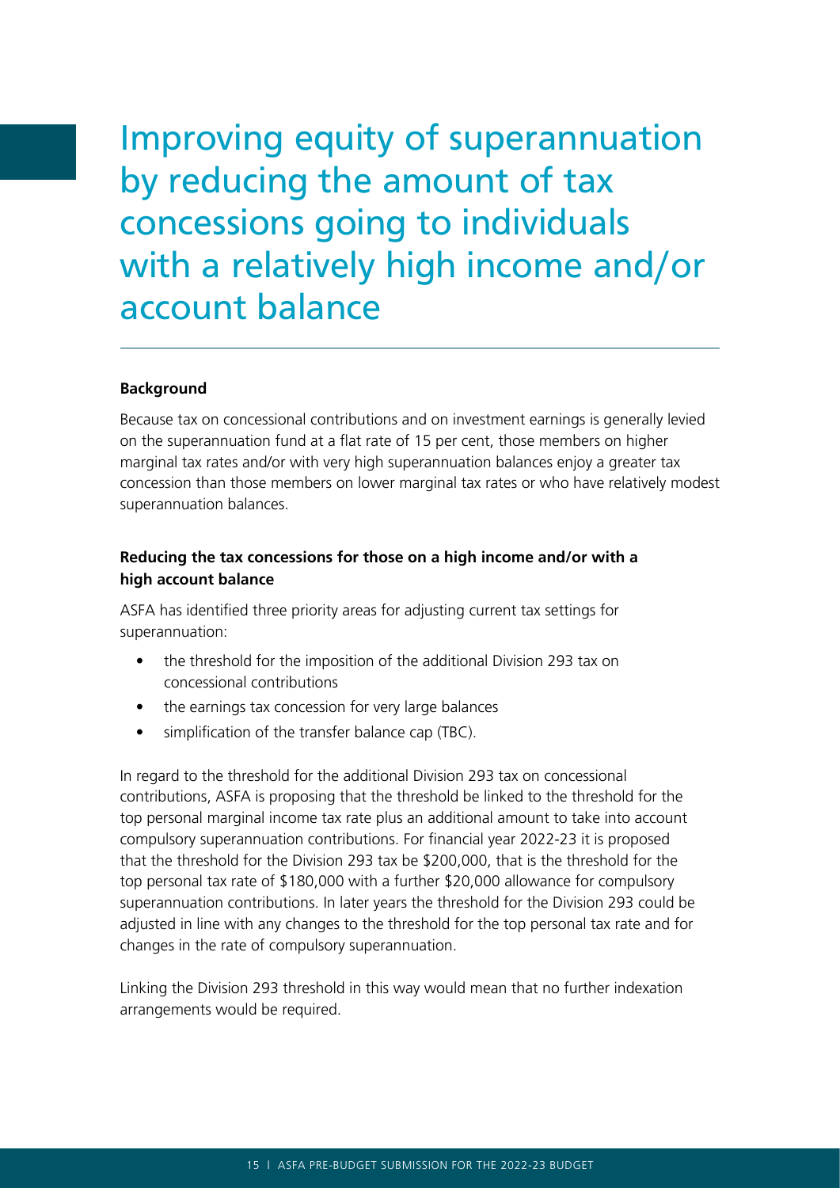# Improving equity of superannuation by reducing the amount of tax concessions going to individuals with a relatively high income and/or account balance

**Background**

Because tax on concessional contributions and on investment earnings is generally levied on the superannuation fund at a flat rate of 15 per cent, those members on higher marginal tax rates and/or with very high superannuation balances enjoy a greater tax concession than those members on lower marginal tax rates or who have relatively modest superannuation balances.

**Reducing the tax concessions for those on a high income and/or with a high account balance**

ASFA has identified three priority areas for adjusting current tax settings for superannuation:

- the threshold for the imposition of the additional Division 293 tax on concessional contributions
- the earnings tax concession for very large balances
- simplification of the transfer balance cap (TBC).

In regard to the threshold for the additional Division 293 tax on concessional contributions, ASFA is proposing that the threshold be linked to the threshold for the top personal marginal income tax rate plus an additional amount to take into account compulsory superannuation contributions. For financial year 2022-23 it is proposed that the threshold for the Division 293 tax be $200,000, that is the threshold for the top personal tax rate of $180,000 with a further $20,000 allowance for compulsory superannuation contributions. In later years the threshold for the Division 293 could be adjusted in line with any changes to the threshold for the top personal tax rate and for changes in the rate of compulsory superannuation.

Linking the Division 293 threshold in this way would mean that no further indexation arrangements would be required.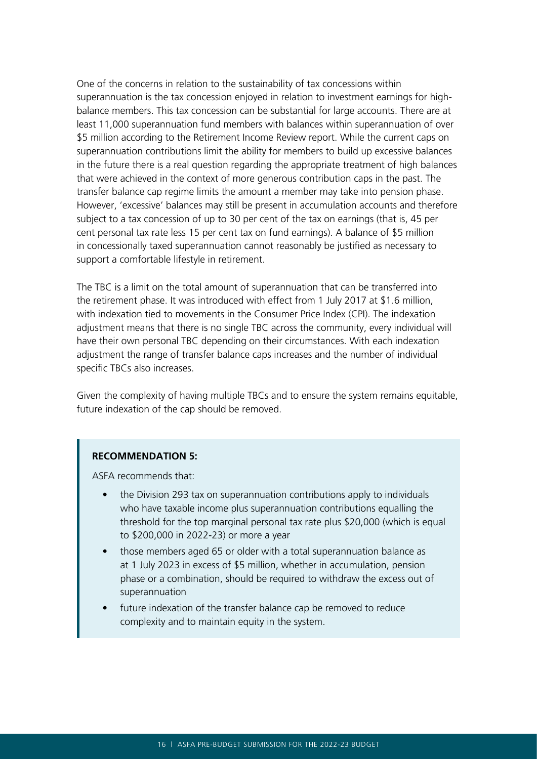One of the concerns in relation to the sustainability of tax concessions within superannuation is the tax concession enjoyed in relation to investment earnings for high-balance members. This tax concession can be substantial for large accounts. There are at least 11,000 superannuation fund members with balances within superannuation of over $5 million according to the Retirement Income Review report. While the current caps on superannuation contributions limit the ability for members to build up excessive balances in the future there is a real question regarding the appropriate treatment of high balances that were achieved in the context of more generous contribution caps in the past. The transfer balance cap regime limits the amount a member may take into pension phase. However, 'excessive' balances may still be present in accumulation accounts and therefore subject to a tax concession of up to 30 per cent of the tax on earnings (that is, 45 per cent personal tax rate less 15 per cent tax on fund earnings). A balance of $5 million in concessionally taxed superannuation cannot reasonably be justified as necessary to support a comfortable lifestyle in retirement.

The TBC is a limit on the total amount of superannuation that can be transferred into the retirement phase. It was introduced with effect from 1 July 2017 at $1.6 million, with indexation tied to movements in the Consumer Price Index (CPI). The indexation adjustment means that there is no single TBC across the community, every individual will have their own personal TBC depending on their circumstances. With each indexation adjustment the range of transfer balance caps increases and the number of individual specific TBCs also increases.

Given the complexity of having multiple TBCs and to ensure the system remains equitable, future indexation of the cap should be removed.

**RECOMMENDATION 5:**

ASFA recommends that:

- the Division 293 tax on superannuation contributions apply to individuals who have taxable income plus superannuation contributions equalling the threshold for the top marginal personal tax rate plus $20,000 (which is equal to $200,000 in 2022-23) or more a year
- those members aged 65 or older with a total superannuation balance as at 1 July 2023 in excess of $5 million, whether in accumulation, pension phase or a combination, should be required to withdraw the excess out of superannuation
- future indexation of the transfer balance cap be removed to reduce complexity and to maintain equity in the system.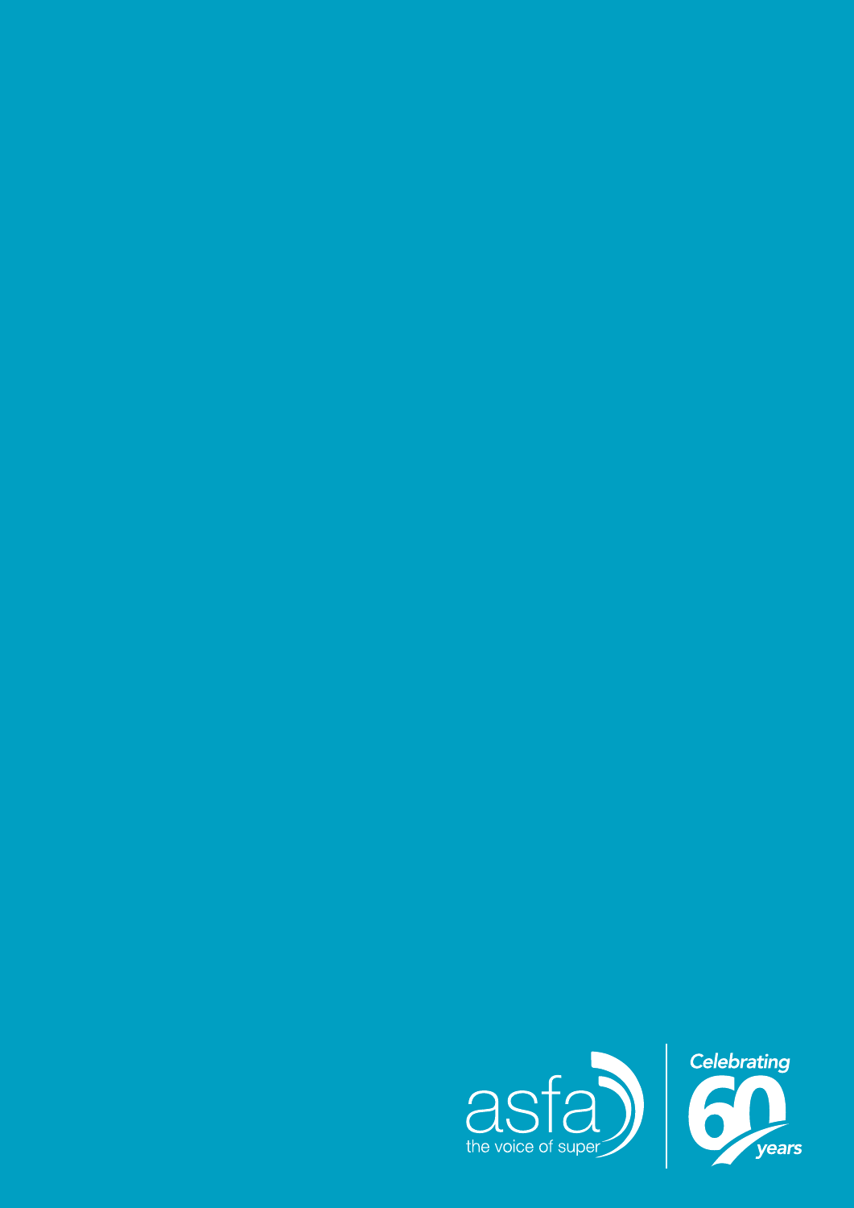asfa
the voice of super

Celebrating
60
years